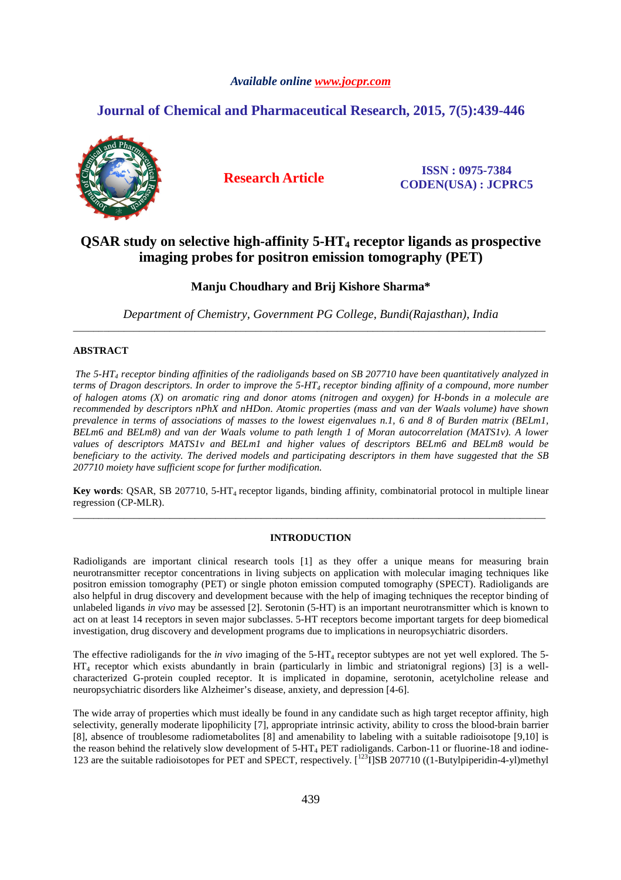*Available online www.jocpr.com*

## Journal of Chemical and Pharmaceutical Research, 2015, 7(5):439-446

**Research Article**

**ISSN : 0975-7384**
**CODEN(USA) : JCPRC5**

# QSAR study on selective high-affinity 5-$HT_4$ receptor ligands as prospective imaging probes for positron emission tomography (PET)

**Manju Choudhary and Brij Kishore Sharma***

*Department of Chemistry, Government PG College, Bundi(Rajasthan), India*

---

## ABSTRACT

*The 5-$HT_4$ receptor binding affinities of the radioligands based on SB 207710 have been quantitatively analyzed in terms of Dragon descriptors. In order to improve the 5-$HT_4$ receptor binding affinity of a compound, more number of halogen atoms (X) on aromatic ring and donor atoms (nitrogen and oxygen) for H-bonds in a molecule are recommended by descriptors nPhX and nHDon. Atomic properties (mass and van der Waals volume) have shown prevalence in terms of associations of masses to the lowest eigenvalues n.1, 6 and 8 of Burden matrix (BELm1, BELm6 and BELm8) and van der Waals volume to path length 1 of Moran autocorrelation (MATS1v). A lower values of descriptors MATS1v and BELm1 and higher values of descriptors BELm6 and BELm8 would be beneficiary to the activity. The derived models and participating descriptors in them have suggested that the SB 207710 moiety have sufficient scope for further modification.*

**Key words**: QSAR, SB 207710, 5-$HT_4$ receptor ligands, binding affinity, combinatorial protocol in multiple linear regression (CP-MLR).

---

## INTRODUCTION

Radioligands are important clinical research tools [1] as they offer a unique means for measuring brain neurotransmitter receptor concentrations in living subjects on application with molecular imaging techniques like positron emission tomography (PET) or single photon emission computed tomography (SPECT). Radioligands are also helpful in drug discovery and development because with the help of imaging techniques the receptor binding of unlabeled ligands *in vivo* may be assessed [2]. Serotonin (5-HT) is an important neurotransmitter which is known to act on at least 14 receptors in seven major subclasses. 5-HT receptors become important targets for deep biomedical investigation, drug discovery and development programs due to implications in neuropsychiatric disorders.

The effective radioligands for the *in vivo* imaging of the 5-$HT_4$ receptor subtypes are not yet well explored. The 5-$HT_4$ receptor which exists abundantly in brain (particularly in limbic and striatonigral regions) [3] is a well-characterized G-protein coupled receptor. It is implicated in dopamine, serotonin, acetylcholine release and neuropsychiatric disorders like Alzheimer's disease, anxiety, and depression [4-6].

The wide array of properties which must ideally be found in any candidate such as high target receptor affinity, high selectivity, generally moderate lipophilicity [7], appropriate intrinsic activity, ability to cross the blood-brain barrier [8], absence of troublesome radiometabolites [8] and amenability to labeling with a suitable radioisotope [9,10] is the reason behind the relatively slow development of 5-$HT_4$ PET radioligands. Carbon-11 or fluorine-18 and iodine-123 are the suitable radioisotopes for PET and SPECT, respectively. [$^{123}$I]SB 207710 ((1-Butylpiperidin-4-yl)methyl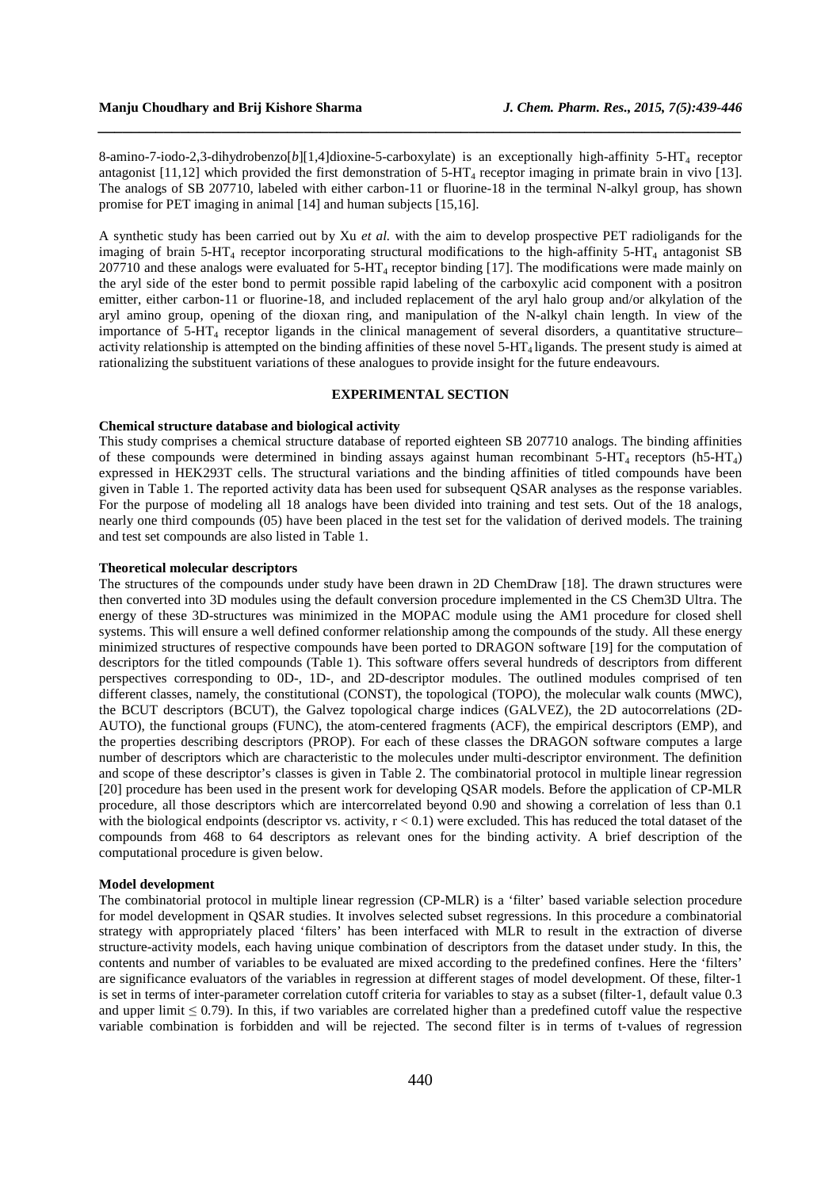8-amino-7-iodo-2,3-dihydrobenzo[*b*][1,4]dioxine-5-carboxylate) is an exceptionally high-affinity 5-$HT_4$ receptor antagonist [11,12] which provided the first demonstration of 5-$HT_4$ receptor imaging in primate brain in vivo [13]. The analogs of SB 207710, labeled with either carbon-11 or fluorine-18 in the terminal N-alkyl group, has shown promise for PET imaging in animal [14] and human subjects [15,16].

A synthetic study has been carried out by Xu *et al.* with the aim to develop prospective PET radioligands for the imaging of brain 5-$HT_4$ receptor incorporating structural modifications to the high-affinity 5-$HT_4$ antagonist SB 207710 and these analogs were evaluated for 5-$HT_4$ receptor binding [17]. The modifications were made mainly on the aryl side of the ester bond to permit possible rapid labeling of the carboxylic acid component with a positron emitter, either carbon-11 or fluorine-18, and included replacement of the aryl halo group and/or alkylation of the aryl amino group, opening of the dioxan ring, and manipulation of the N-alkyl chain length. In view of the importance of 5-$HT_4$ receptor ligands in the clinical management of several disorders, a quantitative structure–activity relationship is attempted on the binding affinities of these novel 5-$HT_4$ ligands. The present study is aimed at rationalizing the substituent variations of these analogues to provide insight for the future endeavours.

## EXPERIMENTAL SECTION

### Chemical structure database and biological activity

This study comprises a chemical structure database of reported eighteen SB 207710 analogs. The binding affinities of these compounds were determined in binding assays against human recombinant 5-$HT_4$ receptors (h5-$HT_4$) expressed in HEK293T cells. The structural variations and the binding affinities of titled compounds have been given in Table 1. The reported activity data has been used for subsequent QSAR analyses as the response variables. For the purpose of modeling all 18 analogs have been divided into training and test sets. Out of the 18 analogs, nearly one third compounds (05) have been placed in the test set for the validation of derived models. The training and test set compounds are also listed in Table 1.

### Theoretical molecular descriptors

The structures of the compounds under study have been drawn in 2D ChemDraw [18]. The drawn structures were then converted into 3D modules using the default conversion procedure implemented in the CS Chem3D Ultra. The energy of these 3D-structures was minimized in the MOPAC module using the AM1 procedure for closed shell systems. This will ensure a well defined conformer relationship among the compounds of the study. All these energy minimized structures of respective compounds have been ported to DRAGON software [19] for the computation of descriptors for the titled compounds (Table 1). This software offers several hundreds of descriptors from different perspectives corresponding to 0D-, 1D-, and 2D-descriptor modules. The outlined modules comprised of ten different classes, namely, the constitutional (CONST), the topological (TOPO), the molecular walk counts (MWC), the BCUT descriptors (BCUT), the Galvez topological charge indices (GALVEZ), the 2D autocorrelations (2D-AUTO), the functional groups (FUNC), the atom-centered fragments (ACF), the empirical descriptors (EMP), and the properties describing descriptors (PROP). For each of these classes the DRAGON software computes a large number of descriptors which are characteristic to the molecules under multi-descriptor environment. The definition and scope of these descriptor's classes is given in Table 2. The combinatorial protocol in multiple linear regression [20] procedure has been used in the present work for developing QSAR models. Before the application of CP-MLR procedure, all those descriptors which are intercorrelated beyond 0.90 and showing a correlation of less than 0.1 with the biological endpoints (descriptor vs. activity, $r < 0.1$) were excluded. This has reduced the total dataset of the compounds from 468 to 64 descriptors as relevant ones for the binding activity. A brief description of the computational procedure is given below.

### Model development

The combinatorial protocol in multiple linear regression (CP-MLR) is a 'filter' based variable selection procedure for model development in QSAR studies. It involves selected subset regressions. In this procedure a combinatorial strategy with appropriately placed 'filters' has been interfaced with MLR to result in the extraction of diverse structure-activity models, each having unique combination of descriptors from the dataset under study. In this, the contents and number of variables to be evaluated are mixed according to the predefined confines. Here the 'filters' are significance evaluators of the variables in regression at different stages of model development. Of these, filter-1 is set in terms of inter-parameter correlation cutoff criteria for variables to stay as a subset (filter-1, default value 0.3 and upper limit $\leq 0.79$). In this, if two variables are correlated higher than a predefined cutoff value the respective variable combination is forbidden and will be rejected. The second filter is in terms of t-values of regression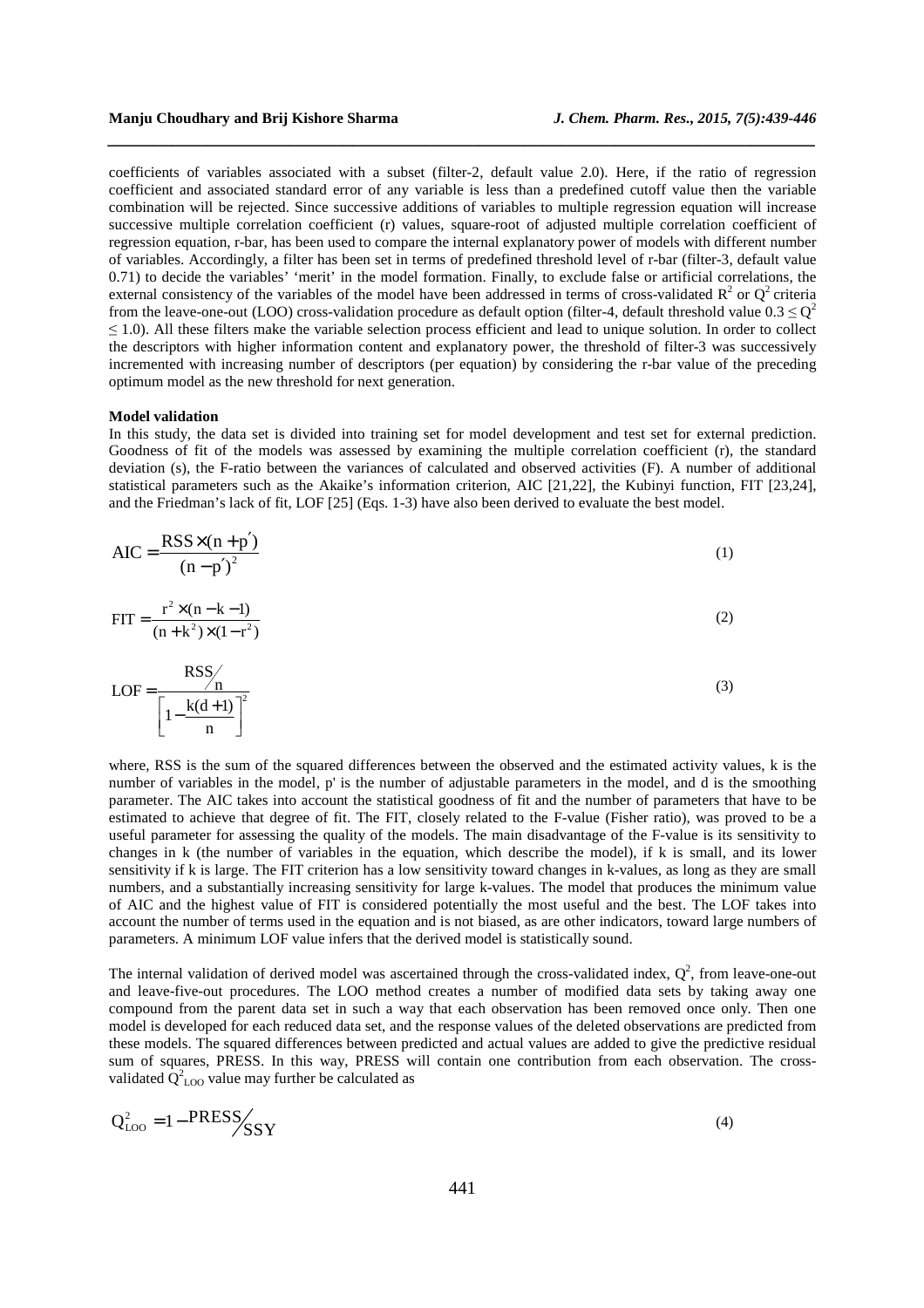coefficients of variables associated with a subset (filter-2, default value 2.0). Here, if the ratio of regression coefficient and associated standard error of any variable is less than a predefined cutoff value then the variable combination will be rejected. Since successive additions of variables to multiple regression equation will increase successive multiple correlation coefficient (r) values, square-root of adjusted multiple correlation coefficient of regression equation, r-bar, has been used to compare the internal explanatory power of models with different number of variables. Accordingly, a filter has been set in terms of predefined threshold level of r-bar (filter-3, default value 0.71) to decide the variables' 'merit' in the model formation. Finally, to exclude false or artificial correlations, the external consistency of the variables of the model have been addressed in terms of cross-validated $R^2$ or $Q^2$ criteria from the leave-one-out (LOO) cross-validation procedure as default option (filter-4, default threshold value $0.3 \leq Q^2 \leq 1.0$). All these filters make the variable selection process efficient and lead to unique solution. In order to collect the descriptors with higher information content and explanatory power, the threshold of filter-3 was successively incremented with increasing number of descriptors (per equation) by considering the r-bar value of the preceding optimum model as the new threshold for next generation.

**Model validation**

In this study, the data set is divided into training set for model development and test set for external prediction. Goodness of fit of the models was assessed by examining the multiple correlation coefficient (r), the standard deviation (s), the F-ratio between the variances of calculated and observed activities (F). A number of additional statistical parameters such as the Akaike's information criterion, AIC [21,22], the Kubinyi function, FIT [23,24], and the Friedman's lack of fit, LOF [25] (Eqs. 1-3) have also been derived to evaluate the best model.

$$\mathrm{AIC} = \frac{\mathrm{RSS} \times (n + p')}{(n - p')^2} \tag{1}$$

$$\mathrm{FIT} = \frac{r^2 \times (n - k - 1)}{(n + k^2) \times (1 - r^2)} \tag{2}$$

$$\mathrm{LOF} = \frac{\mathrm{RSS}/n}{\left[1 - \frac{k(d+1)}{n}\right]^2} \tag{3}$$

where, RSS is the sum of the squared differences between the observed and the estimated activity values, k is the number of variables in the model, p' is the number of adjustable parameters in the model, and d is the smoothing parameter. The AIC takes into account the statistical goodness of fit and the number of parameters that have to be estimated to achieve that degree of fit. The FIT, closely related to the F-value (Fisher ratio), was proved to be a useful parameter for assessing the quality of the models. The main disadvantage of the F-value is its sensitivity to changes in k (the number of variables in the equation, which describe the model), if k is small, and its lower sensitivity if k is large. The FIT criterion has a low sensitivity toward changes in k-values, as long as they are small numbers, and a substantially increasing sensitivity for large k-values. The model that produces the minimum value of AIC and the highest value of FIT is considered potentially the most useful and the best. The LOF takes into account the number of terms used in the equation and is not biased, as are other indicators, toward large numbers of parameters. A minimum LOF value infers that the derived model is statistically sound.

The internal validation of derived model was ascertained through the cross-validated index, $Q^2$, from leave-one-out and leave-five-out procedures. The LOO method creates a number of modified data sets by taking away one compound from the parent data set in such a way that each observation has been removed once only. Then one model is developed for each reduced data set, and the response values of the deleted observations are predicted from these models. The squared differences between predicted and actual values are added to give the predictive residual sum of squares, PRESS. In this way, PRESS will contain one contribution from each observation. The cross-validated $Q^2_{\mathrm{LOO}}$ value may further be calculated as

$$Q^2_{\mathrm{LOO}} = 1 - \mathrm{PRESS}/\mathrm{SSY} \tag{4}$$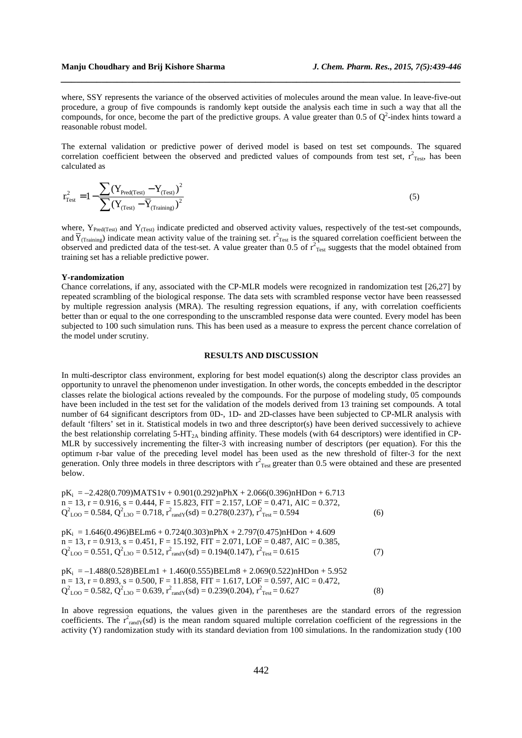where, SSY represents the variance of the observed activities of molecules around the mean value. In leave-five-out procedure, a group of five compounds is randomly kept outside the analysis each time in such a way that all the compounds, for once, become the part of the predictive groups. A value greater than 0.5 of $Q^2$-index hints toward a reasonable robust model.

The external validation or predictive power of derived model is based on test set compounds. The squared correlation coefficient between the observed and predicted values of compounds from test set, $r^2_{Test}$, has been calculated as

$$r^2_{Test} = 1 - \frac{\sum (Y_{Pred(Test)} - Y_{(Test)})^2}{\sum (Y_{(Test)} - \overline{Y}_{(Training)})^2} \tag{5}$$

where, $Y_{Pred(Test)}$ and $Y_{(Test)}$ indicate predicted and observed activity values, respectively of the test-set compounds, and $\overline{Y}_{(Training)}$ indicate mean activity value of the training set. $r^2_{Test}$ is the squared correlation coefficient between the observed and predicted data of the test-set. A value greater than 0.5 of $r^2_{Test}$ suggests that the model obtained from training set has a reliable predictive power.

**Y-randomization**

Chance correlations, if any, associated with the CP-MLR models were recognized in randomization test [26,27] by repeated scrambling of the biological response. The data sets with scrambled response vector have been reassessed by multiple regression analysis (MRA). The resulting regression equations, if any, with correlation coefficients better than or equal to the one corresponding to the unscrambled response data were counted. Every model has been subjected to 100 such simulation runs. This has been used as a measure to express the percent chance correlation of the model under scrutiny.

## RESULTS AND DISCUSSION

In multi-descriptor class environment, exploring for best model equation(s) along the descriptor class provides an opportunity to unravel the phenomenon under investigation. In other words, the concepts embedded in the descriptor classes relate the biological actions revealed by the compounds. For the purpose of modeling study, 05 compounds have been included in the test set for the validation of the models derived from 13 training set compounds. A total number of 64 significant descriptors from 0D-, 1D- and 2D-classes have been subjected to CP-MLR analysis with default 'filters' set in it. Statistical models in two and three descriptor(s) have been derived successively to achieve the best relationship correlating 5-$HT_{2A}$ binding affinity. These models (with 64 descriptors) were identified in CP-MLR by successively incrementing the filter-3 with increasing number of descriptors (per equation). For this the optimum r-bar value of the preceding level model has been used as the new threshold of filter-3 for the next generation. Only three models in three descriptors with $r^2_{Test}$ greater than 0.5 were obtained and these are presented below.

$pK_i = -2.428(0.709)\text{MATS1v} + 0.901(0.292)\text{nPhX} + 2.066(0.396)\text{nHDon} + 6.713$
$n = 13$, $r = 0.916$, $s = 0.444$, $F = 15.823$, $FIT = 2.157$, $LOF = 0.471$, $AIC = 0.372$,
$Q^2_{LOO} = 0.584$, $Q^2_{L3O} = 0.718$, $r^2_{randY}(sd) = 0.278(0.237)$, $r^2_{Test} = 0.594$ (6)

$pK_i = 1.646(0.496)\text{BELm6} + 0.724(0.303)\text{nPhX} + 2.797(0.475)\text{nHDon} + 4.609$
$n = 13$, $r = 0.913$, $s = 0.451$, $F = 15.192$, $FIT = 2.071$, $LOF = 0.487$, $AIC = 0.385$,
$Q^2_{LOO} = 0.551$, $Q^2_{L3O} = 0.512$, $r^2_{randY}(sd) = 0.194(0.147)$, $r^2_{Test} = 0.615$ (7)

$pK_i = -1.488(0.528)\text{BELm1} + 1.460(0.555)\text{BELm8} + 2.069(0.522)\text{nHDon} + 5.952$
$n = 13$, $r = 0.893$, $s = 0.500$, $F = 11.858$, $FIT = 1.617$, $LOF = 0.597$, $AIC = 0.472$,
$Q^2_{LOO} = 0.582$, $Q^2_{L3O} = 0.639$, $r^2_{randY}(sd) = 0.239(0.204)$, $r^2_{Test} = 0.627$ (8)

In above regression equations, the values given in the parentheses are the standard errors of the regression coefficients. The $r^2_{randY}(sd)$ is the mean random squared multiple correlation coefficient of the regressions in the activity (Y) randomization study with its standard deviation from 100 simulations. In the randomization study (100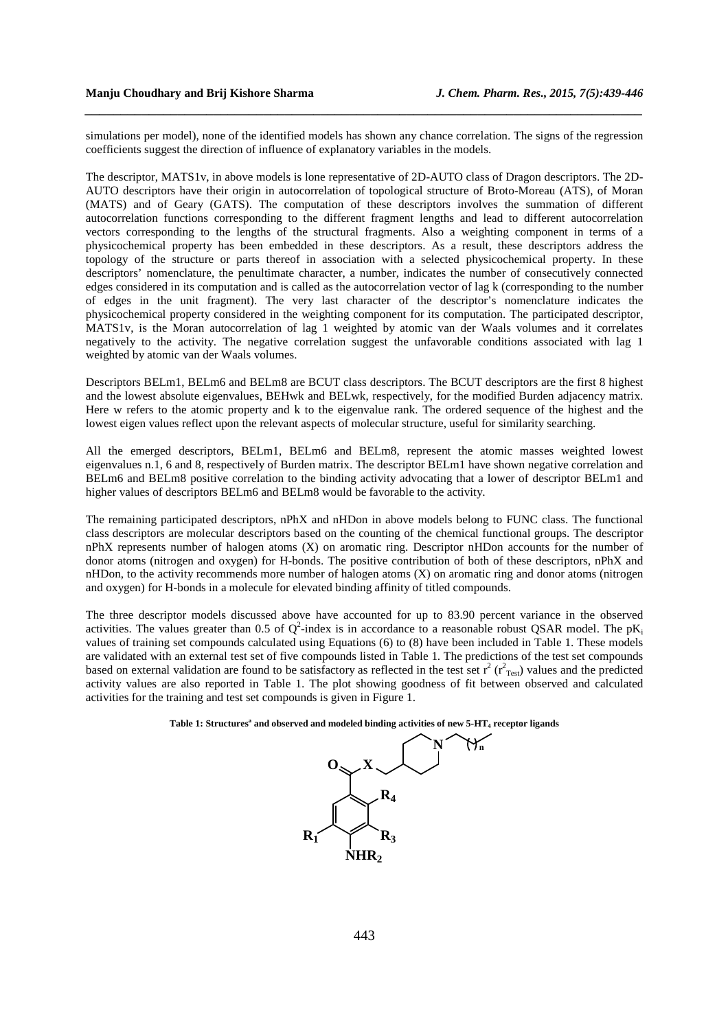simulations per model), none of the identified models has shown any chance correlation. The signs of the regression coefficients suggest the direction of influence of explanatory variables in the models.

The descriptor, MATS1v, in above models is lone representative of 2D-AUTO class of Dragon descriptors. The 2D-AUTO descriptors have their origin in autocorrelation of topological structure of Broto-Moreau (ATS), of Moran (MATS) and of Geary (GATS). The computation of these descriptors involves the summation of different autocorrelation functions corresponding to the different fragment lengths and lead to different autocorrelation vectors corresponding to the lengths of the structural fragments. Also a weighting component in terms of a physicochemical property has been embedded in these descriptors. As a result, these descriptors address the topology of the structure or parts thereof in association with a selected physicochemical property. In these descriptors' nomenclature, the penultimate character, a number, indicates the number of consecutively connected edges considered in its computation and is called as the autocorrelation vector of lag k (corresponding to the number of edges in the unit fragment). The very last character of the descriptor's nomenclature indicates the physicochemical property considered in the weighting component for its computation. The participated descriptor, MATS1v, is the Moran autocorrelation of lag 1 weighted by atomic van der Waals volumes and it correlates negatively to the activity. The negative correlation suggest the unfavorable conditions associated with lag 1 weighted by atomic van der Waals volumes.

Descriptors BELm1, BELm6 and BELm8 are BCUT class descriptors. The BCUT descriptors are the first 8 highest and the lowest absolute eigenvalues, BEHwk and BELwk, respectively, for the modified Burden adjacency matrix. Here w refers to the atomic property and k to the eigenvalue rank. The ordered sequence of the highest and the lowest eigen values reflect upon the relevant aspects of molecular structure, useful for similarity searching.

All the emerged descriptors, BELm1, BELm6 and BELm8, represent the atomic masses weighted lowest eigenvalues n.1, 6 and 8, respectively of Burden matrix. The descriptor BELm1 have shown negative correlation and BELm6 and BELm8 positive correlation to the binding activity advocating that a lower of descriptor BELm1 and higher values of descriptors BELm6 and BELm8 would be favorable to the activity.

The remaining participated descriptors, nPhX and nHDon in above models belong to FUNC class. The functional class descriptors are molecular descriptors based on the counting of the chemical functional groups. The descriptor nPhX represents number of halogen atoms (X) on aromatic ring. Descriptor nHDon accounts for the number of donor atoms (nitrogen and oxygen) for H-bonds. The positive contribution of both of these descriptors, nPhX and nHDon, to the activity recommends more number of halogen atoms (X) on aromatic ring and donor atoms (nitrogen and oxygen) for H-bonds in a molecule for elevated binding affinity of titled compounds.

The three descriptor models discussed above have accounted for up to 83.90 percent variance in the observed activities. The values greater than 0.5 of $Q^2$-index is in accordance to a reasonable robust QSAR model. The $pK_i$ values of training set compounds calculated using Equations (6) to (8) have been included in Table 1. These models are validated with an external test set of five compounds listed in Table 1. The predictions of the test set compounds based on external validation are found to be satisfactory as reflected in the test set $r^2$ ($r^2_{Test}$) values and the predicted activity values are also reported in Table 1. The plot showing goodness of fit between observed and calculated activities for the training and test set compounds is given in Figure 1.

**Table 1: Structures[a] and observed and modeled binding activities of new 5-$HT_4$ receptor ligands**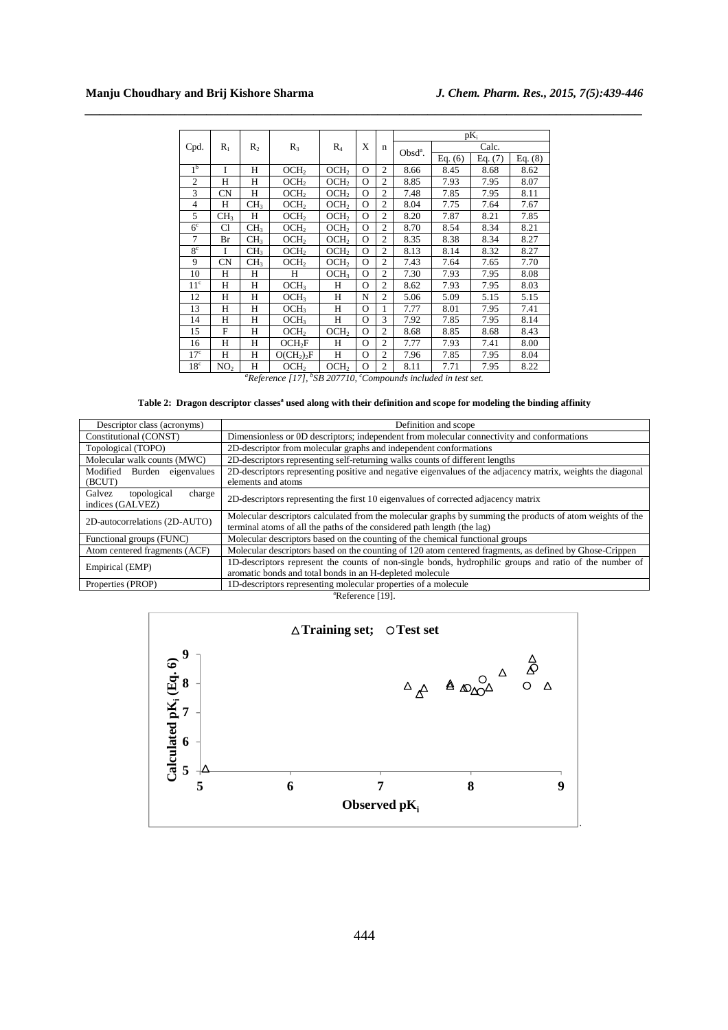| Cpd. | $R_1$ | $R_2$ | $R_3$ | $R_4$ | X | n | $pK_i$ | | | |
|---|---|---|---|---|---|---|---|---|---|---|
| | | | | | | | Obsd[a]. | Calc. | | |
| | | | | | | | | Eq. (6) | Eq. (7) | Eq. (8) |
| 1[b] | I | H | $OCH_2$ | $OCH_2$ | O | 2 | 8.66 | 8.45 | 8.68 | 8.62 |
| 2 | H | H | $OCH_2$ | $OCH_2$ | O | 2 | 8.85 | 7.93 | 7.95 | 8.07 |
| 3 | CN | H | $OCH_2$ | $OCH_2$ | O | 2 | 7.48 | 7.85 | 7.95 | 8.11 |
| 4 | H | $CH_3$ | $OCH_2$ | $OCH_2$ | O | 2 | 8.04 | 7.75 | 7.64 | 7.67 |
| 5 | $CH_3$ | H | $OCH_2$ | $OCH_2$ | O | 2 | 8.20 | 7.87 | 8.21 | 7.85 |
| 6[c] | Cl | $CH_3$ | $OCH_2$ | $OCH_2$ | O | 2 | 8.70 | 8.54 | 8.34 | 8.21 |
| 7 | Br | $CH_3$ | $OCH_2$ | $OCH_2$ | O | 2 | 8.35 | 8.38 | 8.34 | 8.27 |
| 8[c] | I | $CH_3$ | $OCH_2$ | $OCH_2$ | O | 2 | 8.13 | 8.14 | 8.32 | 8.27 |
| 9 | CN | $CH_3$ | $OCH_2$ | $OCH_2$ | O | 2 | 7.43 | 7.64 | 7.65 | 7.70 |
| 10 | H | H | H | $OCH_3$ | O | 2 | 7.30 | 7.93 | 7.95 | 8.08 |
| 11[c] | H | H | $OCH_3$ | H | O | 2 | 8.62 | 7.93 | 7.95 | 8.03 |
| 12 | H | H | $OCH_3$ | H | N | 2 | 5.06 | 5.09 | 5.15 | 5.15 |
| 13 | H | H | $OCH_3$ | H | O | 1 | 7.77 | 8.01 | 7.95 | 7.41 |
| 14 | H | H | $OCH_3$ | H | O | 3 | 7.92 | 7.85 | 7.95 | 8.14 |
| 15 | F | H | $OCH_2$ | $OCH_2$ | O | 2 | 8.68 | 8.85 | 8.68 | 8.43 |
| 16 | H | H | $OCH_2F$ | H | O | 2 | 7.77 | 7.93 | 7.41 | 8.00 |
| 17[c] | H | H | $O(CH_2)_2F$ | H | O | 2 | 7.96 | 7.85 | 7.95 | 8.04 |
| 18[c] | $NO_2$ | H | $OCH_2$ | $OCH_2$ | O | 2 | 8.11 | 7.71 | 7.95 | 8.22 |

[a]*Reference [17],* [b]*SB 207710,* [c]*Compounds included in test set.*

**Table 2: Dragon descriptor classes[a] used along with their definition and scope for modeling the binding affinity**

| Descriptor class (acronyms) | Definition and scope |
|---|---|
| Constitutional (CONST) | Dimensionless or 0D descriptors; independent from molecular connectivity and conformations |
| Topological (TOPO) | 2D-descriptor from molecular graphs and independent conformations |
| Molecular walk counts (MWC) | 2D-descriptors representing self-returning walks counts of different lengths |
| Modified Burden eigenvalues (BCUT) | 2D-descriptors representing positive and negative eigenvalues of the adjacency matrix, weights the diagonal elements and atoms |
| Galvez topological charge indices (GALVEZ) | 2D-descriptors representing the first 10 eigenvalues of corrected adjacency matrix |
| 2D-autocorrelations (2D-AUTO) | Molecular descriptors calculated from the molecular graphs by summing the products of atom weights of the terminal atoms of all the paths of the considered path length (the lag) |
| Functional groups (FUNC) | Molecular descriptors based on the counting of the chemical functional groups |
| Atom centered fragments (ACF) | Molecular descriptors based on the counting of 120 atom centered fragments, as defined by Ghose-Crippen |
| Empirical (EMP) | 1D-descriptors represent the counts of non-single bonds, hydrophilic groups and ratio of the number of aromatic bonds and total bonds in an H-depleted molecule |
| Properties (PROP) | 1D-descriptors representing molecular properties of a molecule |

[a]Reference [19].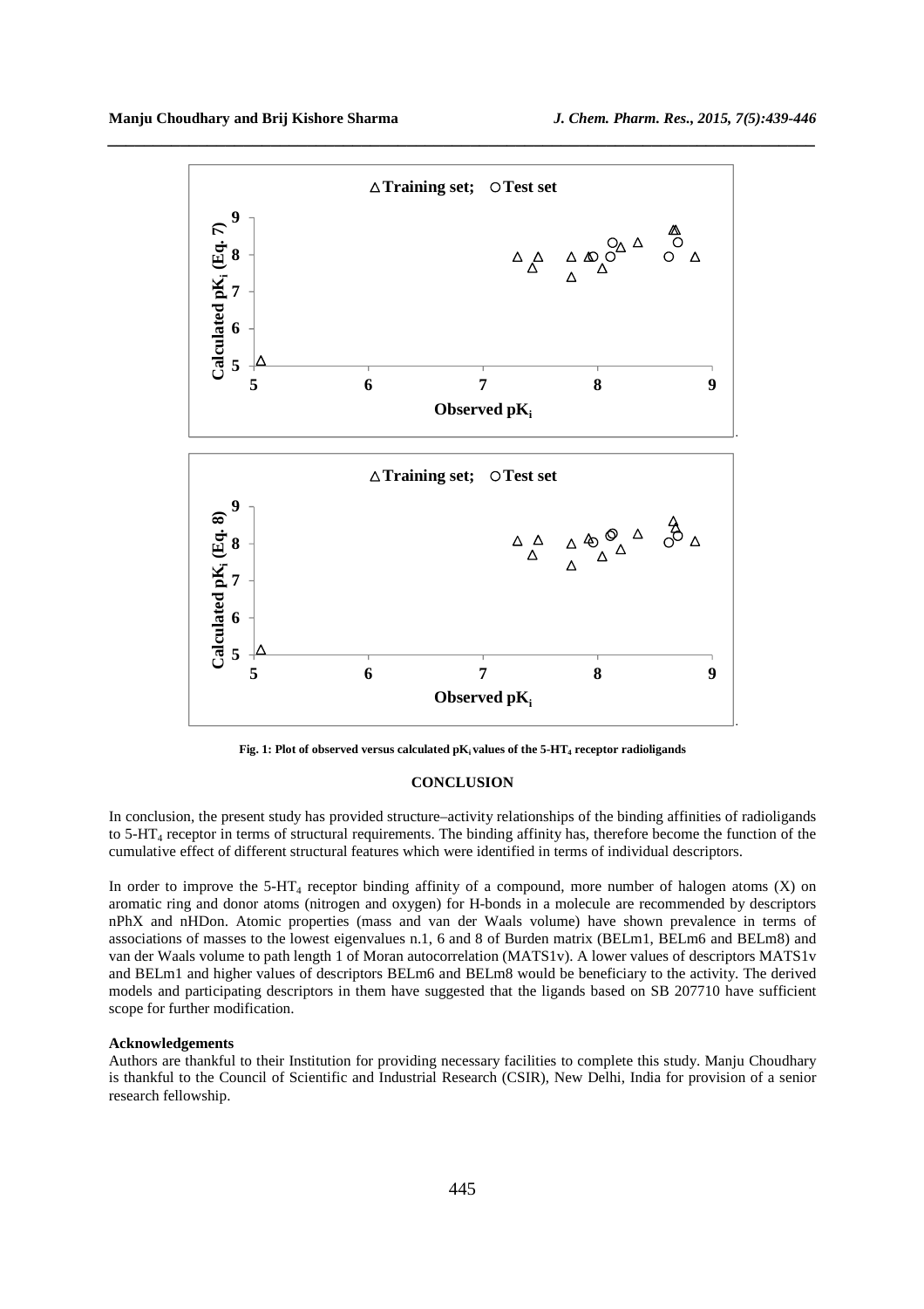Fig. 1: Plot of observed versus calculated $pK_i$ values of the 5-$HT_4$ receptor radioligands

## CONCLUSION

In conclusion, the present study has provided structure–activity relationships of the binding affinities of radioligands to 5-$HT_4$ receptor in terms of structural requirements. The binding affinity has, therefore become the function of the cumulative effect of different structural features which were identified in terms of individual descriptors.

In order to improve the 5-$HT_4$ receptor binding affinity of a compound, more number of halogen atoms (X) on aromatic ring and donor atoms (nitrogen and oxygen) for H-bonds in a molecule are recommended by descriptors nPhX and nHDon. Atomic properties (mass and van der Waals volume) have shown prevalence in terms of associations of masses to the lowest eigenvalues n.1, 6 and 8 of Burden matrix (BELm1, BELm6 and BELm8) and van der Waals volume to path length 1 of Moran autocorrelation (MATS1v). A lower values of descriptors MATS1v and BELm1 and higher values of descriptors BELm6 and BELm8 would be beneficiary to the activity. The derived models and participating descriptors in them have suggested that the ligands based on SB 207710 have sufficient scope for further modification.

### Acknowledgements

Authors are thankful to their Institution for providing necessary facilities to complete this study. Manju Choudhary is thankful to the Council of Scientific and Industrial Research (CSIR), New Delhi, India for provision of a senior research fellowship.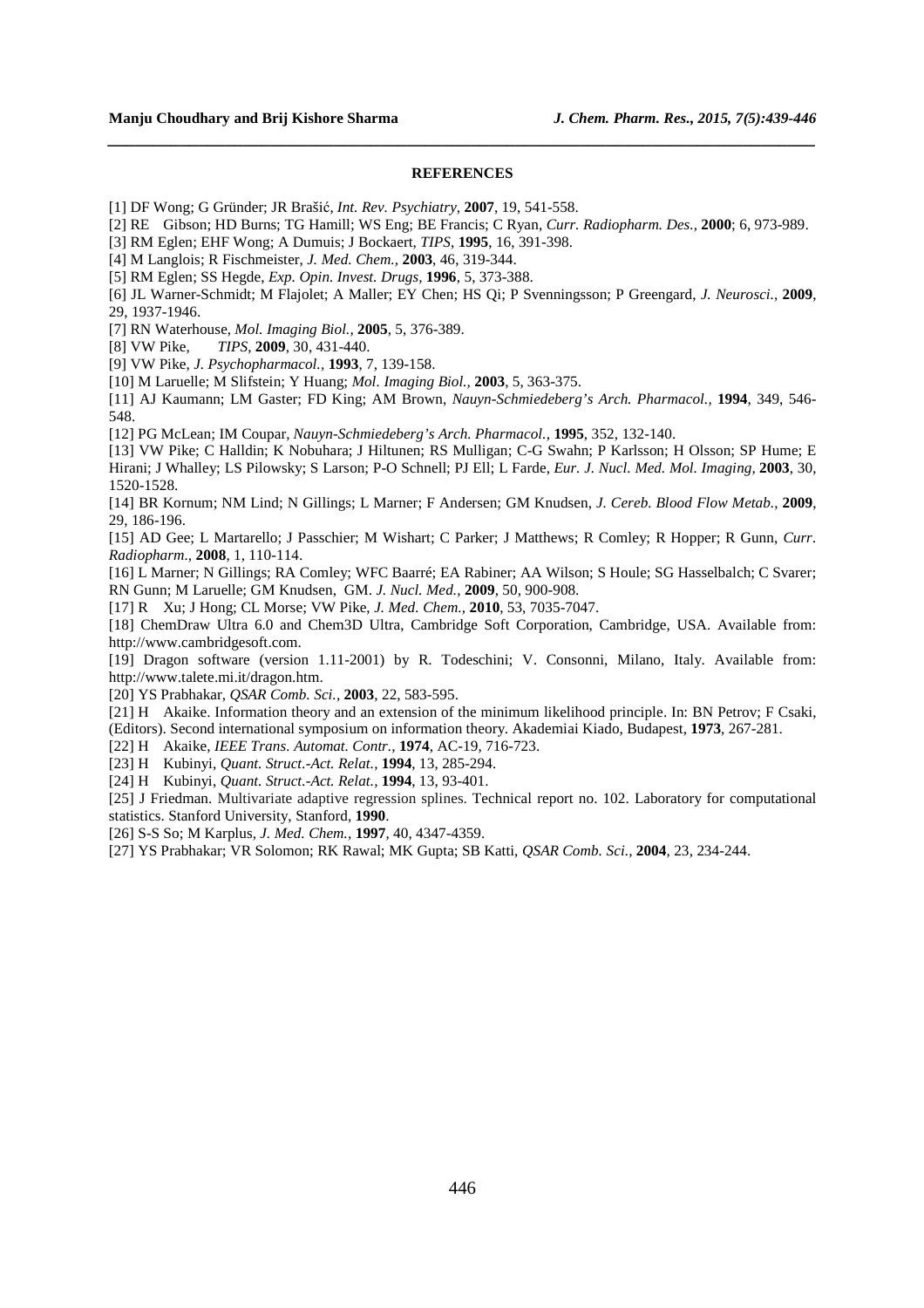**REFERENCES**

[1] DF Wong; G Gründer; JR Brašić, *Int. Rev. Psychiatry*, **2007**, 19, 541-558.

[2] RE Gibson; HD Burns; TG Hamill; WS Eng; BE Francis; C Ryan, *Curr. Radiopharm. Des.*, **2000**; 6, 973-989.

[3] RM Eglen; EHF Wong; A Dumuis; J Bockaert, *TIPS*, **1995**, 16, 391-398.

[4] M Langlois; R Fischmeister, *J. Med. Chem.*, **2003**, 46, 319-344.

[5] RM Eglen; SS Hegde, *Exp. Opin. Invest. Drugs*, **1996**, 5, 373-388.

[6] JL Warner-Schmidt; M Flajolet; A Maller; EY Chen; HS Qi; P Svenningsson; P Greengard, *J. Neurosci.*, **2009**, 29, 1937-1946.

[7] RN Waterhouse, *Mol. Imaging Biol.*, **2005**, 5, 376-389.

[8] VW Pike, *TIPS*, **2009**, 30, 431-440.

[9] VW Pike, *J. Psychopharmacol.*, **1993**, 7, 139-158.

[10] M Laruelle; M Slifstein; Y Huang; *Mol. Imaging Biol.*, **2003**, 5, 363-375.

[11] AJ Kaumann; LM Gaster; FD King; AM Brown, *Nauyn-Schmiedeberg's Arch. Pharmacol.*, **1994**, 349, 546-548.

[12] PG McLean; IM Coupar, *Nauyn-Schmiedeberg's Arch. Pharmacol.*, **1995**, 352, 132-140.

[13] VW Pike; C Halldin; K Nobuhara; J Hiltunen; RS Mulligan; C-G Swahn; P Karlsson; H Olsson; SP Hume; E Hirani; J Whalley; LS Pilowsky; S Larson; P-O Schnell; PJ Ell; L Farde, *Eur. J. Nucl. Med. Mol. Imaging*, **2003**, 30, 1520-1528.

[14] BR Kornum; NM Lind; N Gillings; L Marner; F Andersen; GM Knudsen, *J. Cereb. Blood Flow Metab.*, **2009**, 29, 186-196.

[15] AD Gee; L Martarello; J Passchier; M Wishart; C Parker; J Matthews; R Comley; R Hopper; R Gunn, *Curr. Radiopharm.*, **2008**, 1, 110-114.

[16] L Marner; N Gillings; RA Comley; WFC Baarré; EA Rabiner; AA Wilson; S Houle; SG Hasselbalch; C Svarer; RN Gunn; M Laruelle; GM Knudsen, GM. *J. Nucl. Med.*, **2009**, 50, 900-908.

[17] R Xu; J Hong; CL Morse; VW Pike, *J. Med. Chem.*, **2010**, 53, 7035-7047.

[18] ChemDraw Ultra 6.0 and Chem3D Ultra, Cambridge Soft Corporation, Cambridge, USA. Available from: http://www.cambridgesoft.com.

[19] Dragon software (version 1.11-2001) by R. Todeschini; V. Consonni, Milano, Italy. Available from: http://www.talete.mi.it/dragon.htm.

[20] YS Prabhakar, *QSAR Comb. Sci.*, **2003**, 22, 583-595.

[21] H Akaike. Information theory and an extension of the minimum likelihood principle. In: BN Petrov; F Csaki, (Editors). Second international symposium on information theory. Akademiai Kiado, Budapest, **1973**, 267-281.

[22] H Akaike, *IEEE Trans. Automat. Contr.*, **1974**, AC-19, 716-723.

[23] H Kubinyi, *Quant. Struct.-Act. Relat.*, **1994**, 13, 285-294.

[24] H Kubinyi, *Quant. Struct.-Act. Relat.*, **1994**, 13, 93-401.

[25] J Friedman. Multivariate adaptive regression splines. Technical report no. 102. Laboratory for computational statistics. Stanford University, Stanford, **1990**.

[26] S-S So; M Karplus, *J. Med. Chem.*, **1997**, 40, 4347-4359.

[27] YS Prabhakar; VR Solomon; RK Rawal; MK Gupta; SB Katti, *QSAR Comb. Sci.*, **2004**, 23, 234-244.